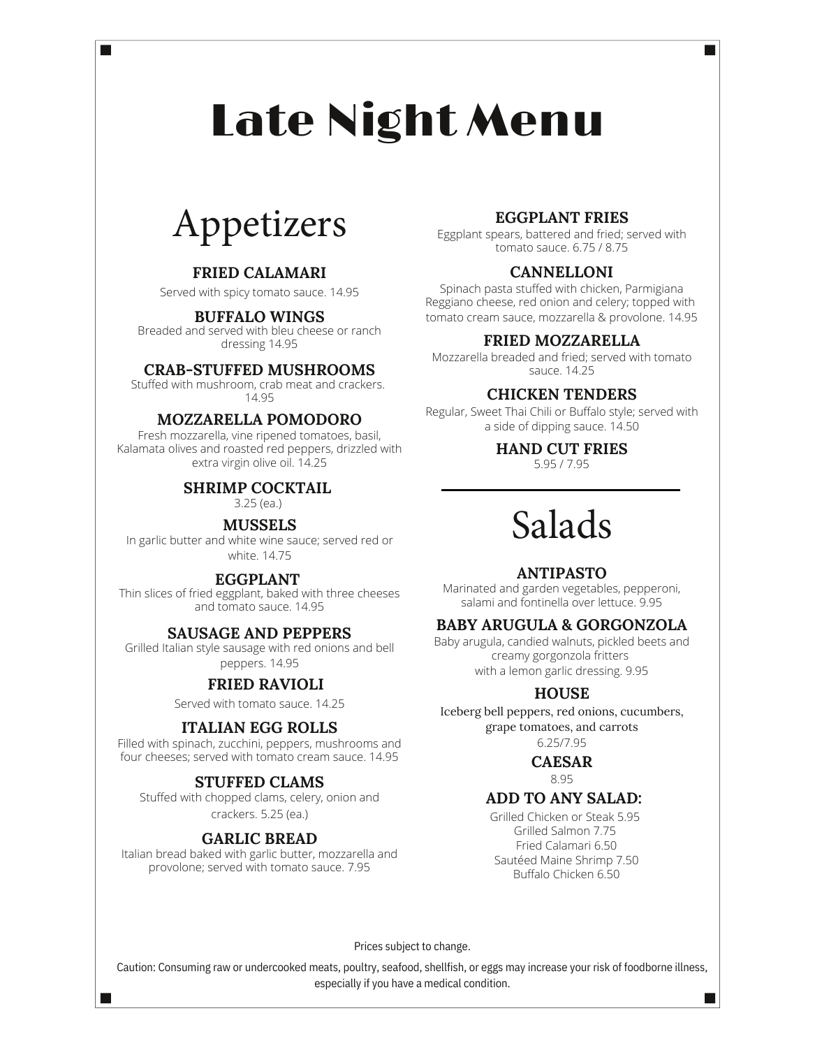# Late Night Menu

## Appetizers

### FRIED CALAMARI
Served with spicy tomato sauce. 14.95

### BUFFALO WINGS
Breaded and served with bleu cheese or ranch dressing 14.95

### CRAB-STUFFED MUSHROOMS
Stuffed with mushroom, crab meat and crackers. 14.95

### MOZZARELLA POMODORO
Fresh mozzarella, vine ripened tomatoes, basil, Kalamata olives and roasted red peppers, drizzled with extra virgin olive oil. 14.25

### SHRIMP COCKTAIL
3.25 (ea.)

### MUSSELS
In garlic butter and white wine sauce; served red or white. 14.75

### EGGPLANT
Thin slices of fried eggplant, baked with three cheeses and tomato sauce. 14.95

### SAUSAGE AND PEPPERS
Grilled Italian style sausage with red onions and bell peppers. 14.95

### FRIED RAVIOLI
Served with tomato sauce. 14.25

### ITALIAN EGG ROLLS
Filled with spinach, zucchini, peppers, mushrooms and four cheeses; served with tomato cream sauce. 14.95

### STUFFED CLAMS
Stuffed with chopped clams, celery, onion and crackers. 5.25 (ea.)

### GARLIC BREAD
Italian bread baked with garlic butter, mozzarella and provolone; served with tomato sauce. 7.95

### EGGPLANT FRIES
Eggplant spears, battered and fried; served with tomato sauce. 6.75 / 8.75

### CANNELLONI
Spinach pasta stuffed with chicken, Parmigiana Reggiano cheese, red onion and celery; topped with tomato cream sauce, mozzarella & provolone. 14.95

### FRIED MOZZARELLA
Mozzarella breaded and fried; served with tomato sauce. 14.25

### CHICKEN TENDERS
Regular, Sweet Thai Chili or Buffalo style; served with a side of dipping sauce. 14.50

### HAND CUT FRIES
5.95 / 7.95

---

## Salads

### ANTIPASTO
Marinated and garden vegetables, pepperoni, salami and fontinella over lettuce. 9.95

### BABY ARUGULA & GORGONZOLA
Baby arugula, candied walnuts, pickled beets and creamy gorgonzola fritters with a lemon garlic dressing. 9.95

### HOUSE
Iceberg bell peppers, red onions, cucumbers, grape tomatoes, and carrots 6.25/7.95

### CAESAR
8.95

### ADD TO ANY SALAD:
Grilled Chicken or Steak 5.95
Grilled Salmon 7.75
Fried Calamari 6.50
Sautéed Maine Shrimp 7.50
Buffalo Chicken 6.50

Prices subject to change.

Caution: Consuming raw or undercooked meats, poultry, seafood, shellfish, or eggs may increase your risk of foodborne illness, especially if you have a medical condition.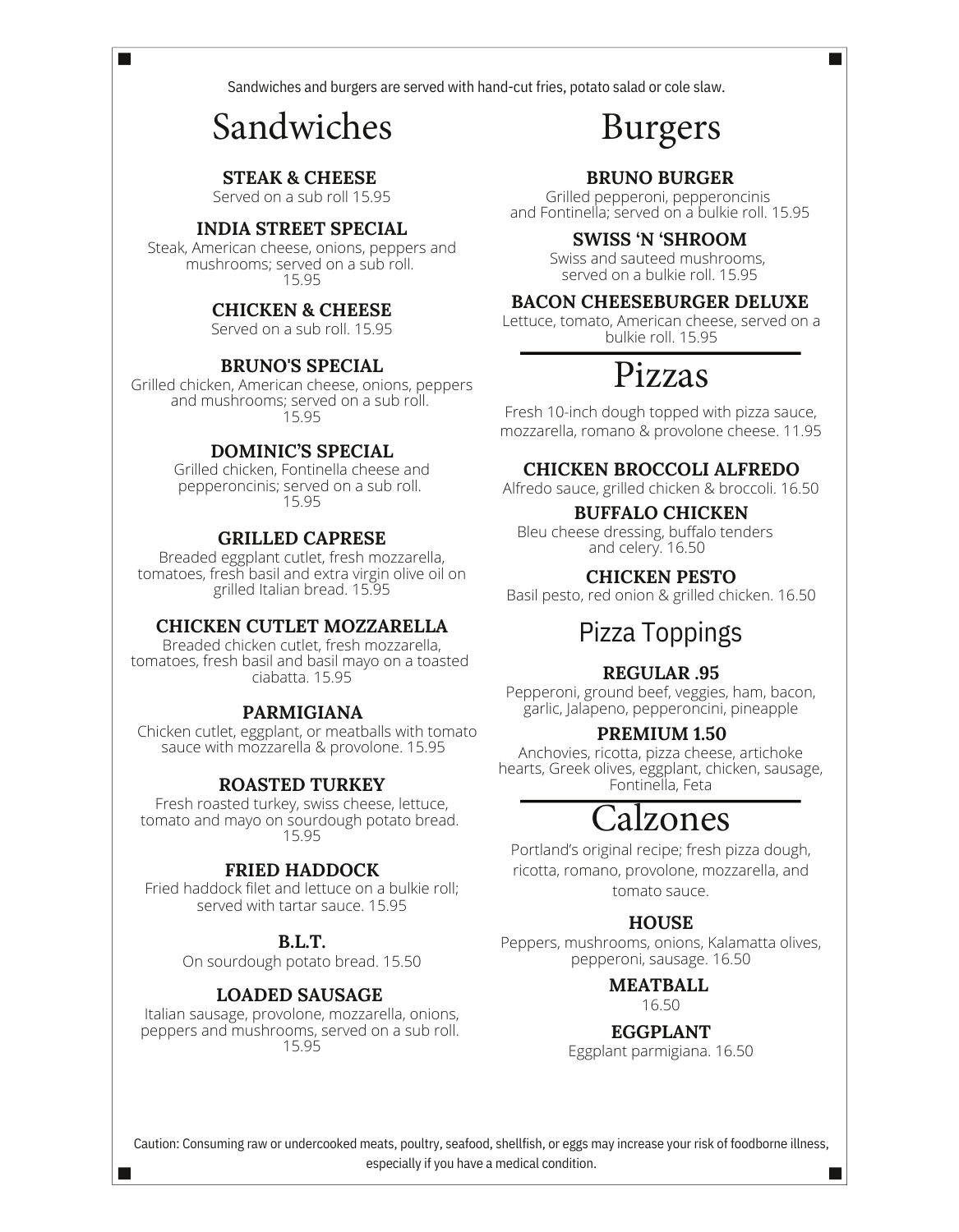Sandwiches and burgers are served with hand-cut fries, potato salad or cole slaw.

# Sandwiches

**STEAK & CHEESE**
Served on a sub roll 15.95

**INDIA STREET SPECIAL**
Steak, American cheese, onions, peppers and mushrooms; served on a sub roll. 15.95

**CHICKEN & CHEESE**
Served on a sub roll. 15.95

**BRUNO'S SPECIAL**
Grilled chicken, American cheese, onions, peppers and mushrooms; served on a sub roll. 15.95

**DOMINIC'S SPECIAL**
Grilled chicken, Fontinella cheese and pepperoncinis; served on a sub roll. 15.95

**GRILLED CAPRESE**
Breaded eggplant cutlet, fresh mozzarella, tomatoes, fresh basil and extra virgin olive oil on grilled Italian bread. 15.95

**CHICKEN CUTLET MOZZARELLA**
Breaded chicken cutlet, fresh mozzarella, tomatoes, fresh basil and basil mayo on a toasted ciabatta. 15.95

**PARMIGIANA**
Chicken cutlet, eggplant, or meatballs with tomato sauce with mozzarella & provolone. 15.95

**ROASTED TURKEY**
Fresh roasted turkey, swiss cheese, lettuce, tomato and mayo on sourdough potato bread. 15.95

**FRIED HADDOCK**
Fried haddock filet and lettuce on a bulkie roll; served with tartar sauce. 15.95

**B.L.T.**
On sourdough potato bread. 15.50

**LOADED SAUSAGE**
Italian sausage, provolone, mozzarella, onions, peppers and mushrooms, served on a sub roll. 15.95

# Burgers

**BRUNO BURGER**
Grilled pepperoni, pepperoncinis and Fontinella; served on a bulkie roll. 15.95

**SWISS 'N 'SHROOM**
Swiss and sauteed mushrooms, served on a bulkie roll. 15.95

**BACON CHEESEBURGER DELUXE**
Lettuce, tomato, American cheese, served on a bulkie roll. 15.95

# Pizzas

Fresh 10-inch dough topped with pizza sauce, mozzarella, romano & provolone cheese. 11.95

**CHICKEN BROCCOLI ALFREDO**
Alfredo sauce, grilled chicken & broccoli. 16.50

**BUFFALO CHICKEN**
Bleu cheese dressing, buffalo tenders and celery. 16.50

**CHICKEN PESTO**
Basil pesto, red onion & grilled chicken. 16.50

## Pizza Toppings

**REGULAR .95**
Pepperoni, ground beef, veggies, ham, bacon, garlic, Jalapeno, pepperoncini, pineapple

**PREMIUM 1.50**
Anchovies, ricotta, pizza cheese, artichoke hearts, Greek olives, eggplant, chicken, sausage, Fontinella, Feta

# Calzones

Portland's original recipe; fresh pizza dough, ricotta, romano, provolone, mozzarella, and tomato sauce.

**HOUSE**
Peppers, mushrooms, onions, Kalamatta olives, pepperoni, sausage. 16.50

**MEATBALL**
16.50

**EGGPLANT**
Eggplant parmigiana. 16.50

Caution: Consuming raw or undercooked meats, poultry, seafood, shellfish, or eggs may increase your risk of foodborne illness, especially if you have a medical condition.